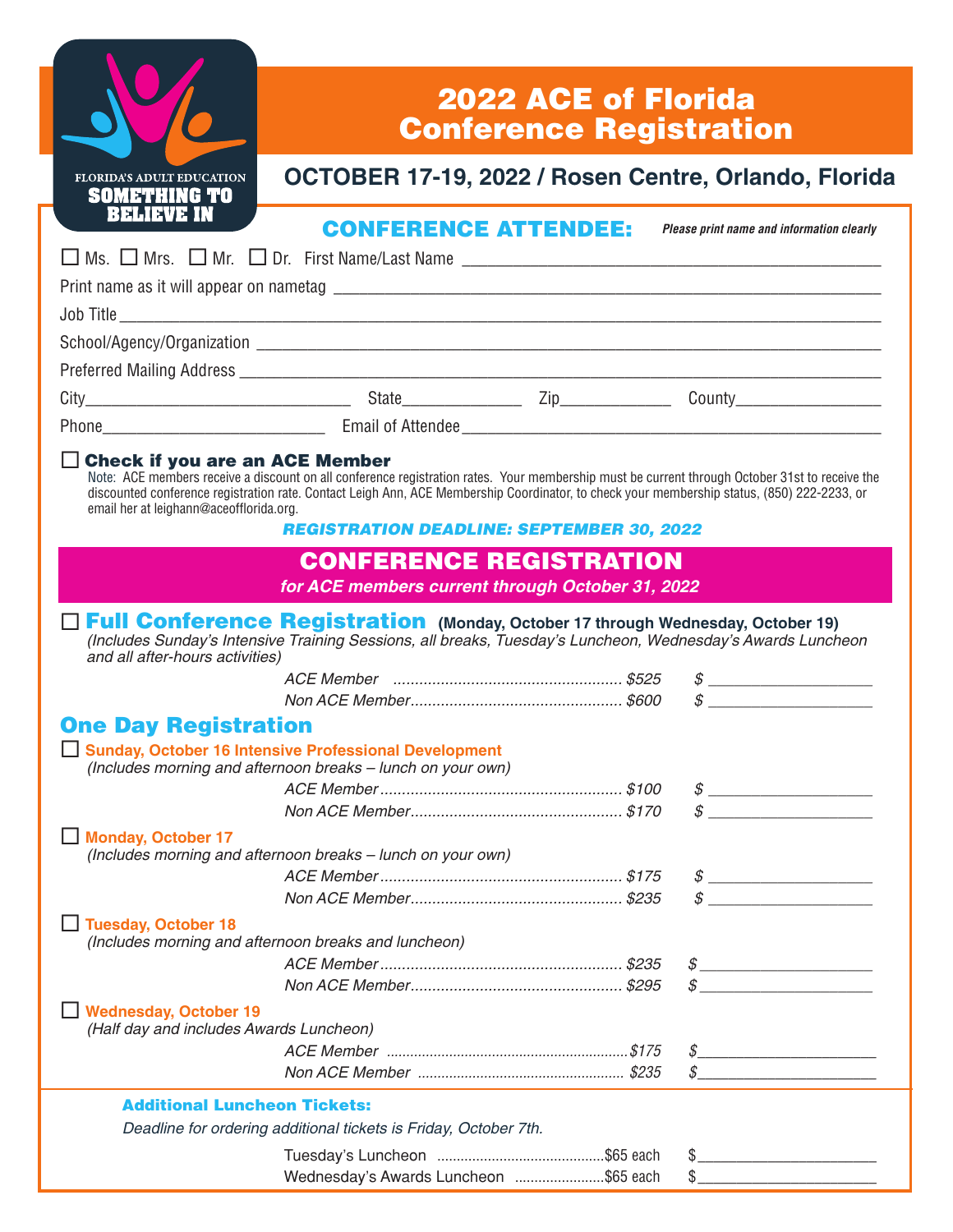FLORIDA'S ADULT EDUCATION
SOMETHING TO BELIEVE IN

# 2022 ACE of Florida Conference Registration

## OCTOBER 17-19, 2022 / Rosen Centre, Orlando, Florida

## CONFERENCE ATTENDEE:

*Please print name and information clearly*

☐ Ms. ☐ Mrs. ☐ Mr. ☐ Dr. First Name/Last Name ________________________________

Print name as it will appear on nametag ________________________________

Job Title ________________________________

School/Agency/Organization ________________________________

Preferred Mailing Address ________________________________

City____________________ State__________ Zip__________ County____________

Phone____________________ Email of Attendee________________________________

☐ **Check if you are an ACE Member**

Note: ACE members receive a discount on all conference registration rates. Your membership must be current through October 31st to receive the discounted conference registration rate. Contact Leigh Ann, ACE Membership Coordinator, to check your membership status, (850) 222-2233, or email her at leighann@aceofflorida.org.

***REGISTRATION DEADLINE: SEPTEMBER 30, 2022***

## CONFERENCE REGISTRATION

*for ACE members current through October 31, 2022*

☐ **Full Conference Registration** **(Monday, October 17 through Wednesday, October 19)**
*(Includes Sunday's Intensive Training Sessions, all breaks, Tuesday's Luncheon, Wednesday's Awards Luncheon and all after-hours activities)*

*ACE Member* .................... *$525* $ ____________
*Non ACE Member*.................... *$600* $ ____________

### One Day Registration

☐ **Sunday, October 16 Intensive Professional Development**
*(Includes morning and afternoon breaks – lunch on your own)*

*ACE Member*.................... *$100* $ ____________
*Non ACE Member*.................... *$170* $ ____________

☐ **Monday, October 17**
*(Includes morning and afternoon breaks – lunch on your own)*

*ACE Member*.................... *$175* $ ____________
*Non ACE Member*.................... *$235* $ ____________

☐ **Tuesday, October 18**
*(Includes morning and afternoon breaks and luncheon)*

*ACE Member*.................... *$235* $ ____________
*Non ACE Member*.................... *$295* $ ____________

☐ **Wednesday, October 19**
*(Half day and includes Awards Luncheon)*

*ACE Member* .................... *$175* $ ____________
*Non ACE Member* .................... *$235* $ ____________

**Additional Luncheon Tickets:**

*Deadline for ordering additional tickets is Friday, October 7th.*

Tuesday's Luncheon ....................$65 each $ ____________
Wednesday's Awards Luncheon ....................$65 each $ ____________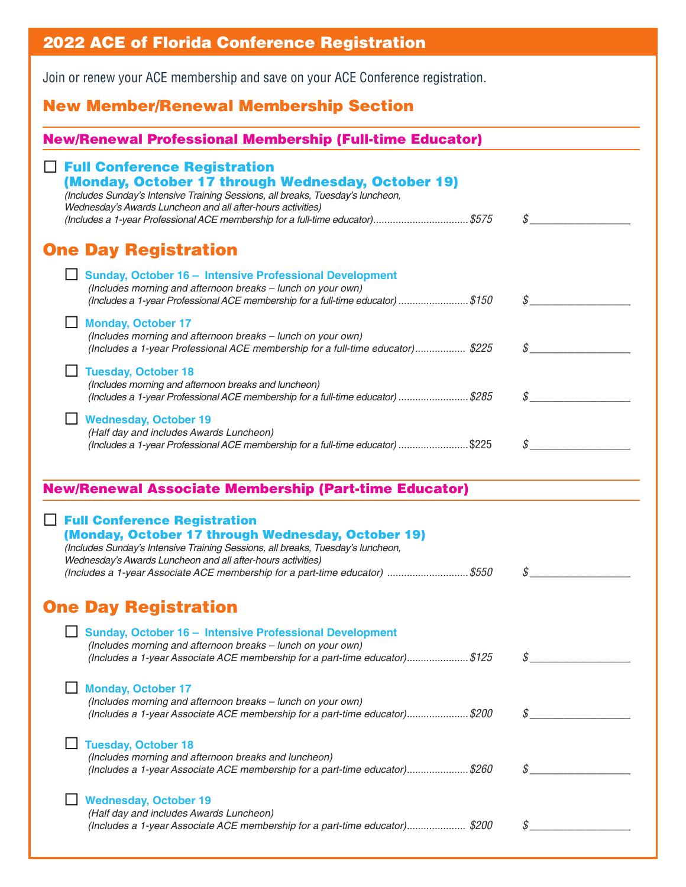# 2022 ACE of Florida Conference Registration

Join or renew your ACE membership and save on your ACE Conference registration.

## New Member/Renewal Membership Section

### New/Renewal Professional Membership (Full-time Educator)

☐ **Full Conference Registration (Monday, October 17 through Wednesday, October 19)**
*(Includes Sunday's Intensive Training Sessions, all breaks, Tuesday's luncheon, Wednesday's Awards Luncheon and all after-hours activities)*
*(Includes a 1-year Professional ACE membership for a full-time educator)*.................................*$575* $ ________________

## One Day Registration

☐ **Sunday, October 16 – Intensive Professional Development**
*(Includes morning and afternoon breaks – lunch on your own)*
*(Includes a 1-year Professional ACE membership for a full-time educator)*........................*$150* $ ________________

☐ **Monday, October 17**
*(Includes morning and afternoon breaks – lunch on your own)*
*(Includes a 1-year Professional ACE membership for a full-time educator)*.................. *$225* $ ________________

☐ **Tuesday, October 18**
*(Includes morning and afternoon breaks and luncheon)*
*(Includes a 1-year Professional ACE membership for a full-time educator)*........................*$285* $ ________________

☐ **Wednesday, October 19**
*(Half day and includes Awards Luncheon)*
*(Includes a 1-year Professional ACE membership for a full-time educator)*........................$225 $ ________________

### New/Renewal Associate Membership (Part-time Educator)

☐ **Full Conference Registration (Monday, October 17 through Wednesday, October 19)**
*(Includes Sunday's Intensive Training Sessions, all breaks, Tuesday's luncheon, Wednesday's Awards Luncheon and all after-hours activities)*
*(Includes a 1-year Associate ACE membership for a part-time educator)*............................*$550* $ ________________

## One Day Registration

☐ **Sunday, October 16 – Intensive Professional Development**
*(Includes morning and afternoon breaks – lunch on your own)*
*(Includes a 1-year Associate ACE membership for a part-time educator)*.....................*$125* $ ________________

☐ **Monday, October 17**
*(Includes morning and afternoon breaks – lunch on your own)*
*(Includes a 1-year Associate ACE membership for a part-time educator)*.....................*$200* $ ________________

☐ **Tuesday, October 18**
*(Includes morning and afternoon breaks and luncheon)*
*(Includes a 1-year Associate ACE membership for a part-time educator)*.....................*$260* $ ________________

☐ **Wednesday, October 19**
*(Half day and includes Awards Luncheon)*
*(Includes a 1-year Associate ACE membership for a part-time educator)*.................... *$200* $ ________________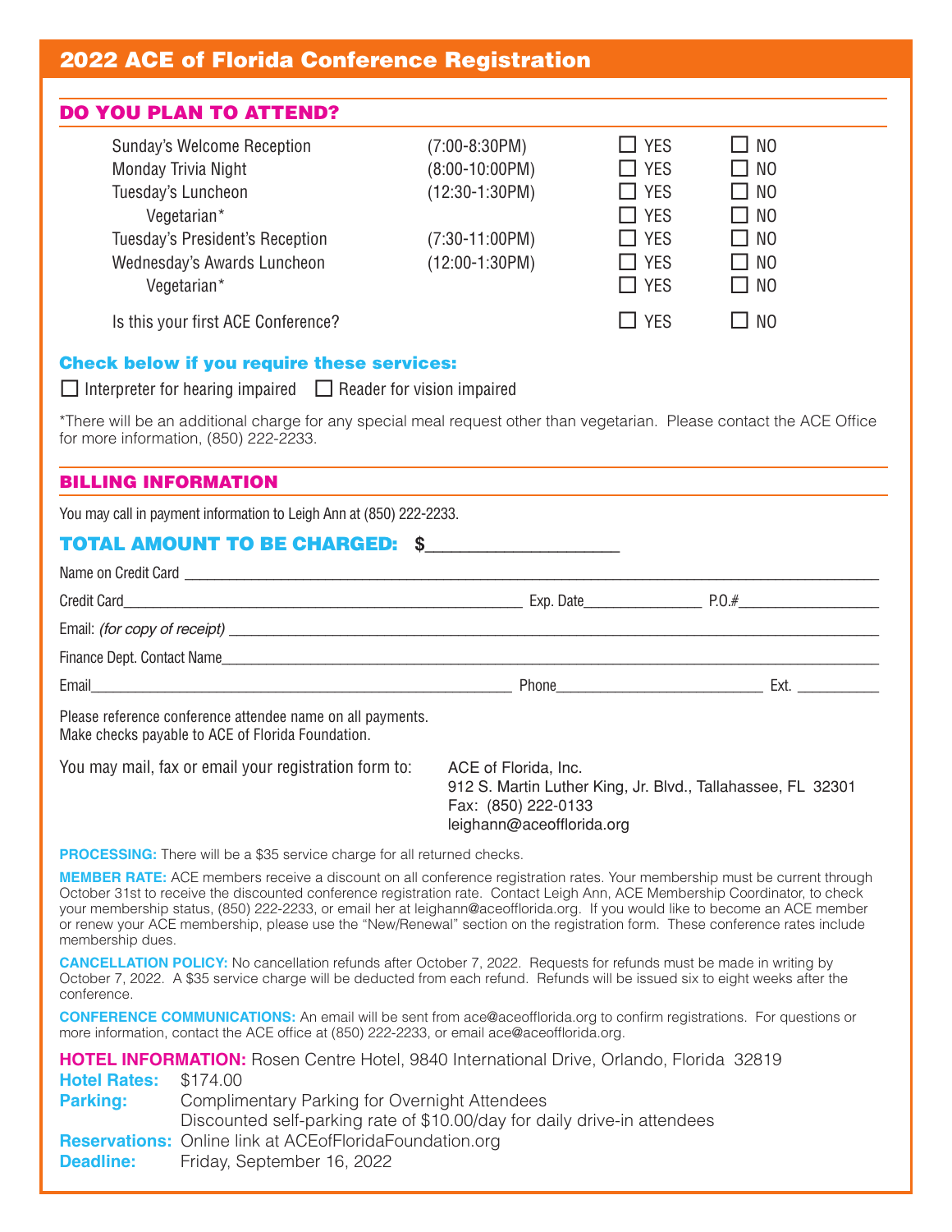# 2022 ACE of Florida Conference Registration

## DO YOU PLAN TO ATTEND?

| | | | |
|---|---|---|---|
| Sunday's Welcome Reception | (7:00-8:30PM) | ☐ YES | ☐ NO |
| Monday Trivia Night | (8:00-10:00PM) | ☐ YES | ☐ NO |
| Tuesday's Luncheon | (12:30-1:30PM) | ☐ YES | ☐ NO |
| Vegetarian* | | ☐ YES | ☐ NO |
| Tuesday's President's Reception | (7:30-11:00PM) | ☐ YES | ☐ NO |
| Wednesday's Awards Luncheon | (12:00-1:30PM) | ☐ YES | ☐ NO |
| Vegetarian* | | ☐ YES | ☐ NO |
| Is this your first ACE Conference? | | ☐ YES | ☐ NO |

### Check below if you require these services:

☐ Interpreter for hearing impaired ☐ Reader for vision impaired

*There will be an additional charge for any special meal request other than vegetarian. Please contact the ACE Office for more information, (850) 222-2233.

## BILLING INFORMATION

You may call in payment information to Leigh Ann at (850) 222-2233.

### TOTAL AMOUNT TO BE CHARGED: $____________________

Name on Credit Card ____________________________________________

Credit Card____________________________ Exp. Date______________ P.O.#________________

Email: *(for copy of receipt)* ____________________________________________

Finance Dept. Contact Name____________________________________________

Email____________________________ Phone________________________ Ext. __________

Please reference conference attendee name on all payments.
Make checks payable to ACE of Florida Foundation.

You may mail, fax or email your registration form to:

ACE of Florida, Inc.
912 S. Martin Luther King, Jr. Blvd., Tallahassee, FL 32301
Fax: (850) 222-0133
leighann@aceofflorida.org

**PROCESSING:** There will be a $35 service charge for all returned checks.

**MEMBER RATE:** ACE members receive a discount on all conference registration rates. Your membership must be current through October 31st to receive the discounted conference registration rate. Contact Leigh Ann, ACE Membership Coordinator, to check your membership status, (850) 222-2233, or email her at leighann@aceofflorida.org. If you would like to become an ACE member or renew your ACE membership, please use the "New/Renewal" section on the registration form. These conference rates include membership dues.

**CANCELLATION POLICY:** No cancellation refunds after October 7, 2022. Requests for refunds must be made in writing by October 7, 2022. A $35 service charge will be deducted from each refund. Refunds will be issued six to eight weeks after the conference.

**CONFERENCE COMMUNICATIONS:** An email will be sent from ace@aceofflorida.org to confirm registrations. For questions or more information, contact the ACE office at (850) 222-2233, or email ace@aceofflorida.org.

**HOTEL INFORMATION:** Rosen Centre Hotel, 9840 International Drive, Orlando, Florida 32819

**Hotel Rates:** $174.00

**Parking:** Complimentary Parking for Overnight Attendees
Discounted self-parking rate of $10.00/day for daily drive-in attendees

**Reservations:** Online link at ACEofFloridaFoundation.org

**Deadline:** Friday, September 16, 2022